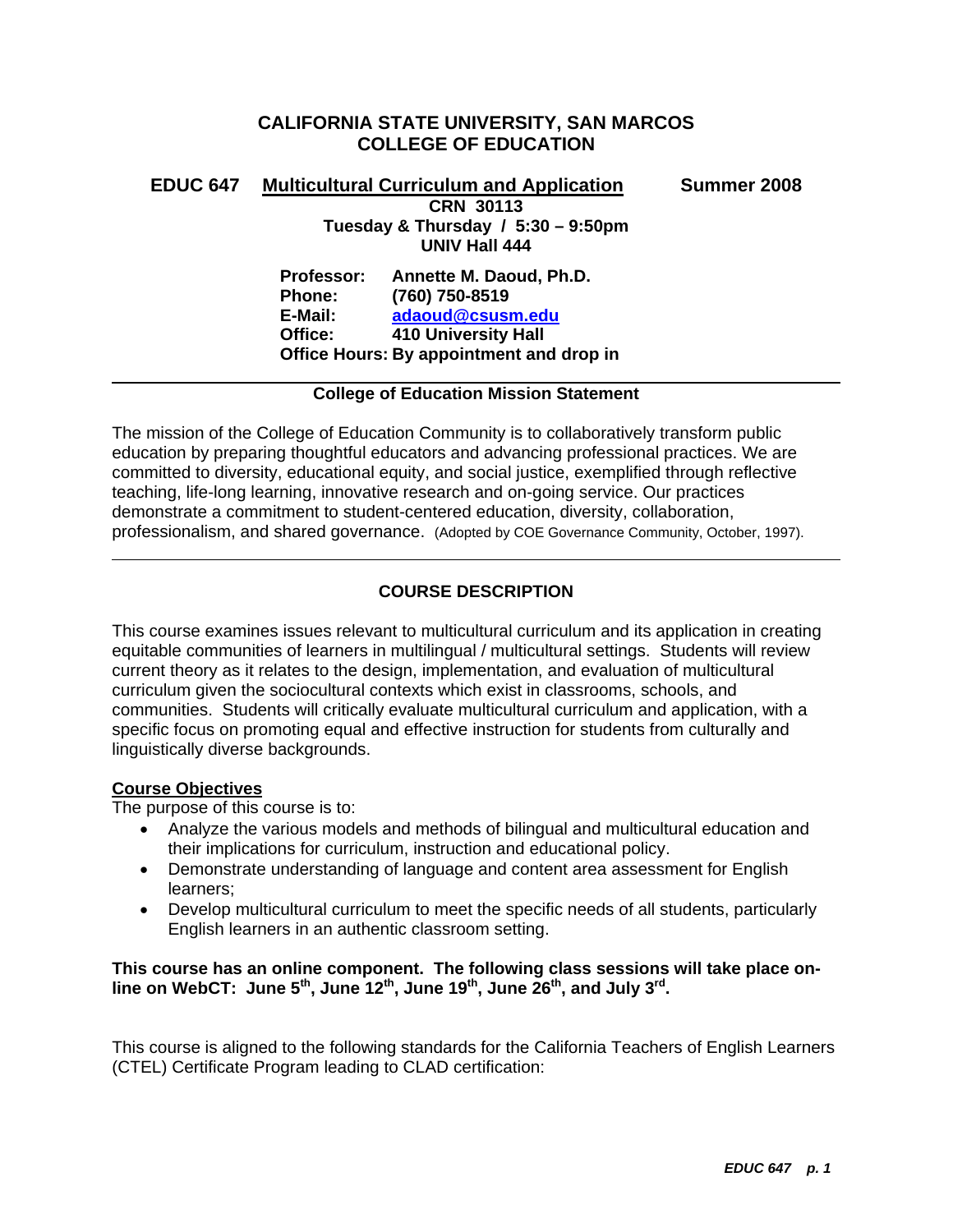# CALIFORNIA STATE UNIVERSITY, SAN MARCOS
# COLLEGE OF EDUCATION

**EDUC 647 Multicultural Curriculum and Application** **Summer 2008**

**CRN 30113**
**Tuesday & Thursday / 5:30 – 9:50pm**
**UNIV Hall 444**

**Professor:** **Annette M. Daoud, Ph.D.**
**Phone:** **(760) 750-8519**
**E-Mail:** **adaoud@csusm.edu**
**Office:** **410 University Hall**
**Office Hours: By appointment and drop in**

---

**College of Education Mission Statement**

The mission of the College of Education Community is to collaboratively transform public education by preparing thoughtful educators and advancing professional practices. We are committed to diversity, educational equity, and social justice, exemplified through reflective teaching, life-long learning, innovative research and on-going service. Our practices demonstrate a commitment to student-centered education, diversity, collaboration, professionalism, and shared governance. (Adopted by COE Governance Community, October, 1997).

---

## COURSE DESCRIPTION

This course examines issues relevant to multicultural curriculum and its application in creating equitable communities of learners in multilingual / multicultural settings. Students will review current theory as it relates to the design, implementation, and evaluation of multicultural curriculum given the sociocultural contexts which exist in classrooms, schools, and communities. Students will critically evaluate multicultural curriculum and application, with a specific focus on promoting equal and effective instruction for students from culturally and linguistically diverse backgrounds.

**Course Objectives**

The purpose of this course is to:

- Analyze the various models and methods of bilingual and multicultural education and their implications for curriculum, instruction and educational policy.
- Demonstrate understanding of language and content area assessment for English learners;
- Develop multicultural curriculum to meet the specific needs of all students, particularly English learners in an authentic classroom setting.

**This course has an online component. The following class sessions will take place on-line on WebCT: June 5th, June 12th, June 19th, June 26th, and July 3rd.**

This course is aligned to the following standards for the California Teachers of English Learners (CTEL) Certificate Program leading to CLAD certification: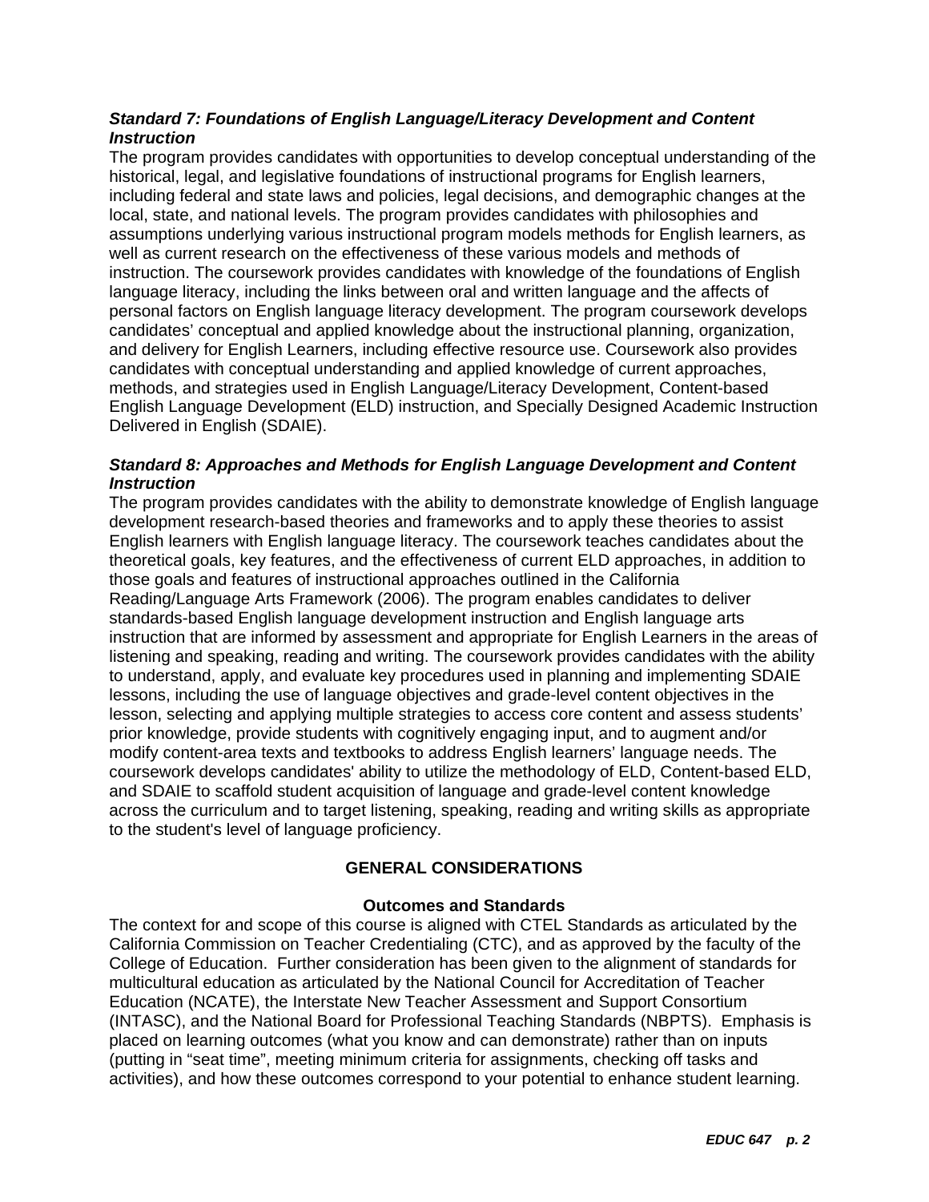***Standard 7: Foundations of English Language/Literacy Development and Content Instruction***

The program provides candidates with opportunities to develop conceptual understanding of the historical, legal, and legislative foundations of instructional programs for English learners, including federal and state laws and policies, legal decisions, and demographic changes at the local, state, and national levels. The program provides candidates with philosophies and assumptions underlying various instructional program models methods for English learners, as well as current research on the effectiveness of these various models and methods of instruction. The coursework provides candidates with knowledge of the foundations of English language literacy, including the links between oral and written language and the affects of personal factors on English language literacy development. The program coursework develops candidates' conceptual and applied knowledge about the instructional planning, organization, and delivery for English Learners, including effective resource use. Coursework also provides candidates with conceptual understanding and applied knowledge of current approaches, methods, and strategies used in English Language/Literacy Development, Content-based English Language Development (ELD) instruction, and Specially Designed Academic Instruction Delivered in English (SDAIE).

***Standard 8: Approaches and Methods for English Language Development and Content Instruction***

The program provides candidates with the ability to demonstrate knowledge of English language development research-based theories and frameworks and to apply these theories to assist English learners with English language literacy. The coursework teaches candidates about the theoretical goals, key features, and the effectiveness of current ELD approaches, in addition to those goals and features of instructional approaches outlined in the California Reading/Language Arts Framework (2006). The program enables candidates to deliver standards-based English language development instruction and English language arts instruction that are informed by assessment and appropriate for English Learners in the areas of listening and speaking, reading and writing. The coursework provides candidates with the ability to understand, apply, and evaluate key procedures used in planning and implementing SDAIE lessons, including the use of language objectives and grade-level content objectives in the lesson, selecting and applying multiple strategies to access core content and assess students' prior knowledge, provide students with cognitively engaging input, and to augment and/or modify content-area texts and textbooks to address English learners' language needs. The coursework develops candidates' ability to utilize the methodology of ELD, Content-based ELD, and SDAIE to scaffold student acquisition of language and grade-level content knowledge across the curriculum and to target listening, speaking, reading and writing skills as appropriate to the student's level of language proficiency.

## GENERAL CONSIDERATIONS

### Outcomes and Standards

The context for and scope of this course is aligned with CTEL Standards as articulated by the California Commission on Teacher Credentialing (CTC), and as approved by the faculty of the College of Education. Further consideration has been given to the alignment of standards for multicultural education as articulated by the National Council for Accreditation of Teacher Education (NCATE), the Interstate New Teacher Assessment and Support Consortium (INTASC), and the National Board for Professional Teaching Standards (NBPTS). Emphasis is placed on learning outcomes (what you know and can demonstrate) rather than on inputs (putting in "seat time", meeting minimum criteria for assignments, checking off tasks and activities), and how these outcomes correspond to your potential to enhance student learning.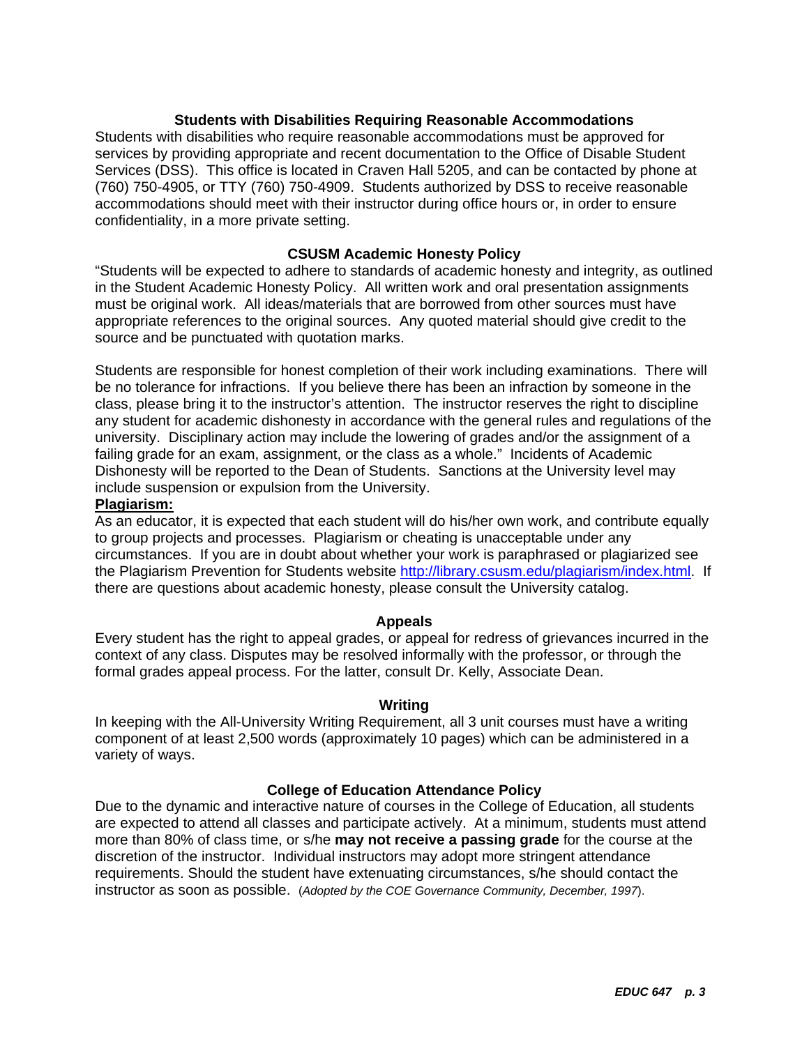## Students with Disabilities Requiring Reasonable Accommodations

Students with disabilities who require reasonable accommodations must be approved for services by providing appropriate and recent documentation to the Office of Disable Student Services (DSS). This office is located in Craven Hall 5205, and can be contacted by phone at (760) 750-4905, or TTY (760) 750-4909. Students authorized by DSS to receive reasonable accommodations should meet with their instructor during office hours or, in order to ensure confidentiality, in a more private setting.

## CSUSM Academic Honesty Policy

"Students will be expected to adhere to standards of academic honesty and integrity, as outlined in the Student Academic Honesty Policy. All written work and oral presentation assignments must be original work. All ideas/materials that are borrowed from other sources must have appropriate references to the original sources. Any quoted material should give credit to the source and be punctuated with quotation marks.

Students are responsible for honest completion of their work including examinations. There will be no tolerance for infractions. If you believe there has been an infraction by someone in the class, please bring it to the instructor's attention. The instructor reserves the right to discipline any student for academic dishonesty in accordance with the general rules and regulations of the university. Disciplinary action may include the lowering of grades and/or the assignment of a failing grade for an exam, assignment, or the class as a whole." Incidents of Academic Dishonesty will be reported to the Dean of Students. Sanctions at the University level may include suspension or expulsion from the University.

**Plagiarism:**

As an educator, it is expected that each student will do his/her own work, and contribute equally to group projects and processes. Plagiarism or cheating is unacceptable under any circumstances. If you are in doubt about whether your work is paraphrased or plagiarized see the Plagiarism Prevention for Students website http://library.csusm.edu/plagiarism/index.html. If there are questions about academic honesty, please consult the University catalog.

## Appeals

Every student has the right to appeal grades, or appeal for redress of grievances incurred in the context of any class. Disputes may be resolved informally with the professor, or through the formal grades appeal process. For the latter, consult Dr. Kelly, Associate Dean.

## Writing

In keeping with the All-University Writing Requirement, all 3 unit courses must have a writing component of at least 2,500 words (approximately 10 pages) which can be administered in a variety of ways.

## College of Education Attendance Policy

Due to the dynamic and interactive nature of courses in the College of Education, all students are expected to attend all classes and participate actively. At a minimum, students must attend more than 80% of class time, or s/he **may not receive a passing grade** for the course at the discretion of the instructor. Individual instructors may adopt more stringent attendance requirements. Should the student have extenuating circumstances, s/he should contact the instructor as soon as possible. (*Adopted by the COE Governance Community, December, 1997*).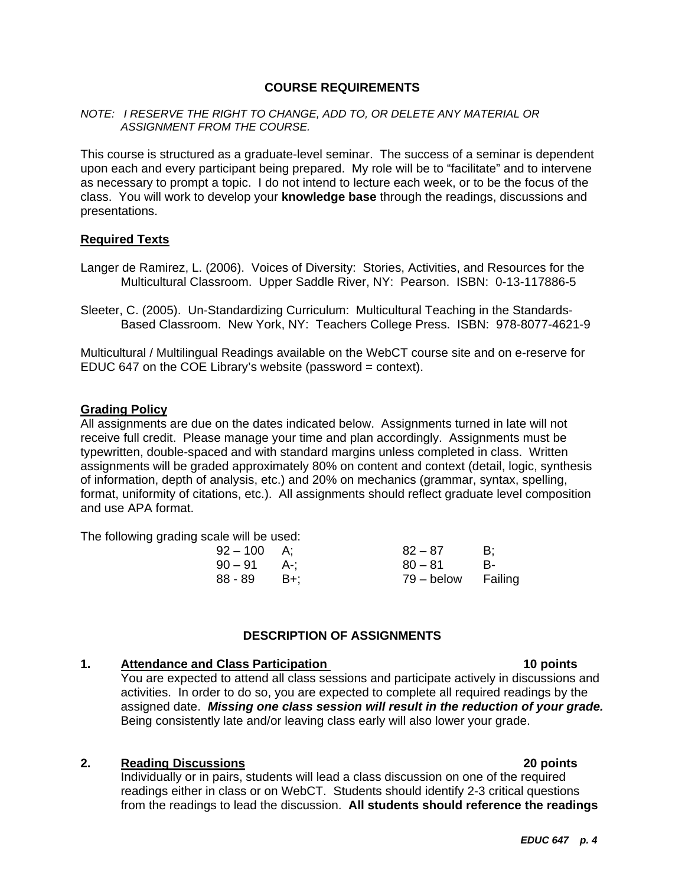## COURSE REQUIREMENTS

*NOTE: I RESERVE THE RIGHT TO CHANGE, ADD TO, OR DELETE ANY MATERIAL OR ASSIGNMENT FROM THE COURSE.*

This course is structured as a graduate-level seminar. The success of a seminar is dependent upon each and every participant being prepared. My role will be to "facilitate" and to intervene as necessary to prompt a topic. I do not intend to lecture each week, or to be the focus of the class. You will work to develop your **knowledge base** through the readings, discussions and presentations.

### Required Texts

Langer de Ramirez, L. (2006). Voices of Diversity: Stories, Activities, and Resources for the Multicultural Classroom. Upper Saddle River, NY: Pearson. ISBN: 0-13-117886-5

Sleeter, C. (2005). Un-Standardizing Curriculum: Multicultural Teaching in the Standards-Based Classroom. New York, NY: Teachers College Press. ISBN: 978-8077-4621-9

Multicultural / Multilingual Readings available on the WebCT course site and on e-reserve for EDUC 647 on the COE Library's website (password = context).

### Grading Policy

All assignments are due on the dates indicated below. Assignments turned in late will not receive full credit. Please manage your time and plan accordingly. Assignments must be typewritten, double-spaced and with standard margins unless completed in class. Written assignments will be graded approximately 80% on content and context (detail, logic, synthesis of information, depth of analysis, etc.) and 20% on mechanics (grammar, syntax, spelling, format, uniformity of citations, etc.). All assignments should reflect graduate level composition and use APA format.

The following grading scale will be used:

| | | | |
|---|---|---|---|
| 92 – 100 | A; | 82 – 87 | B; |
| 90 – 91 | A-; | 80 – 81 | B- |
| 88 - 89 | B+; | 79 – below | Failing |

## DESCRIPTION OF ASSIGNMENTS

**1. Attendance and Class Participation — 10 points**

You are expected to attend all class sessions and participate actively in discussions and activities. In order to do so, you are expected to complete all required readings by the assigned date. ***Missing one class session will result in the reduction of your grade.*** Being consistently late and/or leaving class early will also lower your grade.

**2. Reading Discussions — 20 points**

Individually or in pairs, students will lead a class discussion on one of the required readings either in class or on WebCT. Students should identify 2-3 critical questions from the readings to lead the discussion. **All students should reference the readings**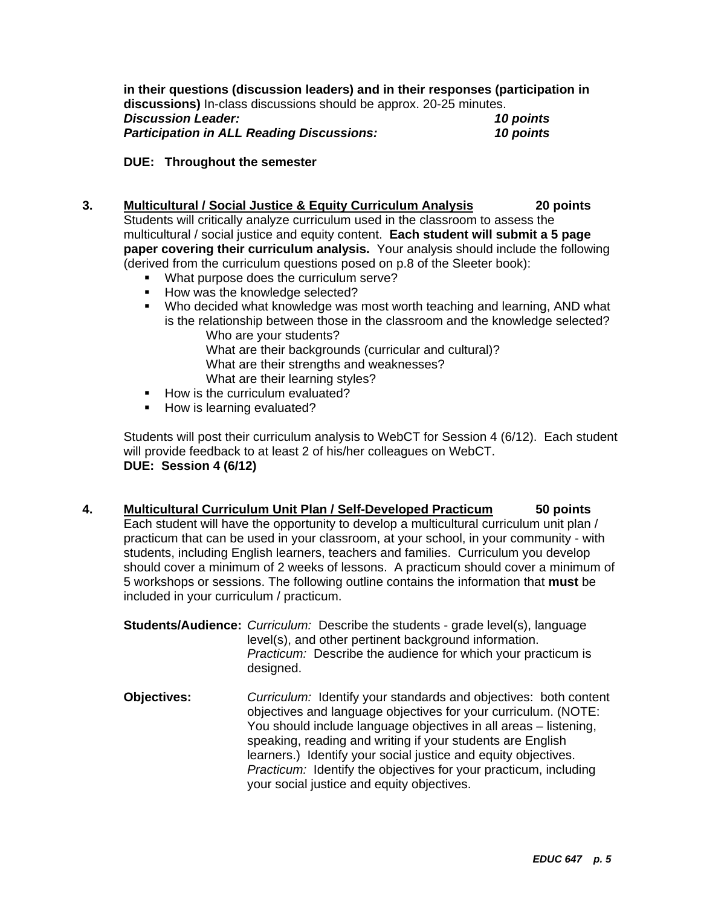**in their questions (discussion leaders) and in their responses (participation in discussions)** In-class discussions should be approx. 20-25 minutes.

***Discussion Leader:*** ***10 points***
***Participation in ALL Reading Discussions:*** ***10 points***

**DUE: Throughout the semester**

**3. Multicultural / Social Justice & Equity Curriculum Analysis 20 points**

Students will critically analyze curriculum used in the classroom to assess the multicultural / social justice and equity content. **Each student will submit a 5 page paper covering their curriculum analysis.** Your analysis should include the following (derived from the curriculum questions posed on p.8 of the Sleeter book):

- What purpose does the curriculum serve?
- How was the knowledge selected?
- Who decided what knowledge was most worth teaching and learning, AND what is the relationship between those in the classroom and the knowledge selected?
  - Who are your students?
  - What are their backgrounds (curricular and cultural)?
  - What are their strengths and weaknesses?
  - What are their learning styles?
- How is the curriculum evaluated?
- How is learning evaluated?

Students will post their curriculum analysis to WebCT for Session 4 (6/12). Each student will provide feedback to at least 2 of his/her colleagues on WebCT.
**DUE: Session 4 (6/12)**

**4. Multicultural Curriculum Unit Plan / Self-Developed Practicum 50 points**

Each student will have the opportunity to develop a multicultural curriculum unit plan / practicum that can be used in your classroom, at your school, in your community - with students, including English learners, teachers and families. Curriculum you develop should cover a minimum of 2 weeks of lessons. A practicum should cover a minimum of 5 workshops or sessions. The following outline contains the information that **must** be included in your curriculum / practicum.

**Students/Audience:** *Curriculum:* Describe the students - grade level(s), language level(s), and other pertinent background information. *Practicum:* Describe the audience for which your practicum is designed.

**Objectives:** *Curriculum:* Identify your standards and objectives: both content objectives and language objectives for your curriculum. (NOTE: You should include language objectives in all areas – listening, speaking, reading and writing if your students are English learners.) Identify your social justice and equity objectives. *Practicum:* Identify the objectives for your practicum, including your social justice and equity objectives.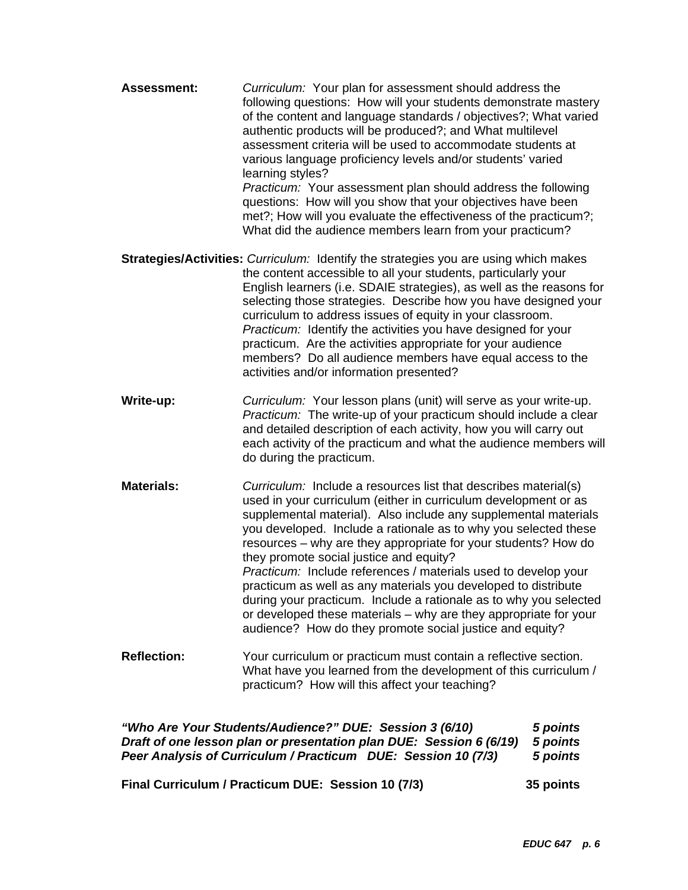**Assessment:** *Curriculum:* Your plan for assessment should address the following questions: How will your students demonstrate mastery of the content and language standards / objectives?; What varied authentic products will be produced?; and What multilevel assessment criteria will be used to accommodate students at various language proficiency levels and/or students' varied learning styles?
*Practicum:* Your assessment plan should address the following questions: How will you show that your objectives have been met?; How will you evaluate the effectiveness of the practicum?; What did the audience members learn from your practicum?

**Strategies/Activities:** *Curriculum:* Identify the strategies you are using which makes the content accessible to all your students, particularly your English learners (i.e. SDAIE strategies), as well as the reasons for selecting those strategies. Describe how you have designed your curriculum to address issues of equity in your classroom.
*Practicum:* Identify the activities you have designed for your practicum. Are the activities appropriate for your audience members? Do all audience members have equal access to the activities and/or information presented?

**Write-up:** *Curriculum:* Your lesson plans (unit) will serve as your write-up.
*Practicum:* The write-up of your practicum should include a clear and detailed description of each activity, how you will carry out each activity of the practicum and what the audience members will do during the practicum.

**Materials:** *Curriculum:* Include a resources list that describes material(s) used in your curriculum (either in curriculum development or as supplemental material). Also include any supplemental materials you developed. Include a rationale as to why you selected these resources – why are they appropriate for your students? How do they promote social justice and equity?
*Practicum:* Include references / materials used to develop your practicum as well as any materials you developed to distribute during your practicum. Include a rationale as to why you selected or developed these materials – why are they appropriate for your audience? How do they promote social justice and equity?

**Reflection:** Your curriculum or practicum must contain a reflective section. What have you learned from the development of this curriculum / practicum? How will this affect your teaching?

***"Who Are Your Students/Audience?" DUE: Session 3 (6/10) — 5 points***
***Draft of one lesson plan or presentation plan DUE: Session 6 (6/19) — 5 points***
***Peer Analysis of Curriculum / Practicum DUE: Session 10 (7/3) — 5 points***

**Final Curriculum / Practicum DUE: Session 10 (7/3) — 35 points**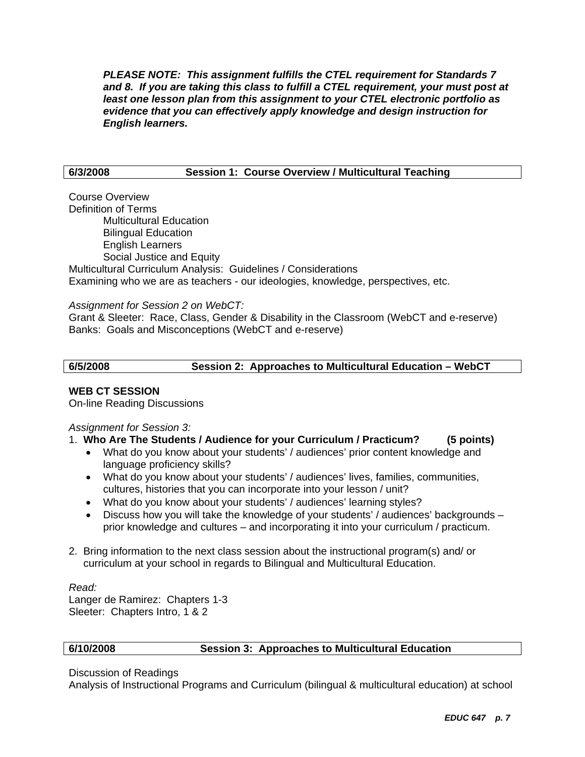***PLEASE NOTE: This assignment fulfills the CTEL requirement for Standards 7 and 8. If you are taking this class to fulfill a CTEL requirement, you must post at least one lesson plan from this assignment to your CTEL electronic portfolio as evidence that you can effectively apply knowledge and design instruction for English learners.***

| **6/3/2008** | **Session 1: Course Overview / Multicultural Teaching** |
|---|---|

Course Overview
Definition of Terms
- Multicultural Education
- Bilingual Education
- English Learners
- Social Justice and Equity

Multicultural Curriculum Analysis: Guidelines / Considerations
Examining who we are as teachers - our ideologies, knowledge, perspectives, etc.

*Assignment for Session 2 on WebCT:*
Grant & Sleeter: Race, Class, Gender & Disability in the Classroom (WebCT and e-reserve)
Banks: Goals and Misconceptions (WebCT and e-reserve)

| **6/5/2008** | **Session 2: Approaches to Multicultural Education – WebCT** |
|---|---|

**WEB CT SESSION**
On-line Reading Discussions

*Assignment for Session 3:*

1. **Who Are The Students / Audience for your Curriculum / Practicum? (5 points)**
   - What do you know about your students' / audiences' prior content knowledge and language proficiency skills?
   - What do you know about your students' / audiences' lives, families, communities, cultures, histories that you can incorporate into your lesson / unit?
   - What do you know about your students' / audiences' learning styles?
   - Discuss how you will take the knowledge of your students' / audiences' backgrounds – prior knowledge and cultures – and incorporating it into your curriculum / practicum.
2. Bring information to the next class session about the instructional program(s) and/ or curriculum at your school in regards to Bilingual and Multicultural Education.

*Read:*
Langer de Ramirez: Chapters 1-3
Sleeter: Chapters Intro, 1 & 2

| **6/10/2008** | **Session 3: Approaches to Multicultural Education** |
|---|---|

Discussion of Readings
Analysis of Instructional Programs and Curriculum (bilingual & multicultural education) at school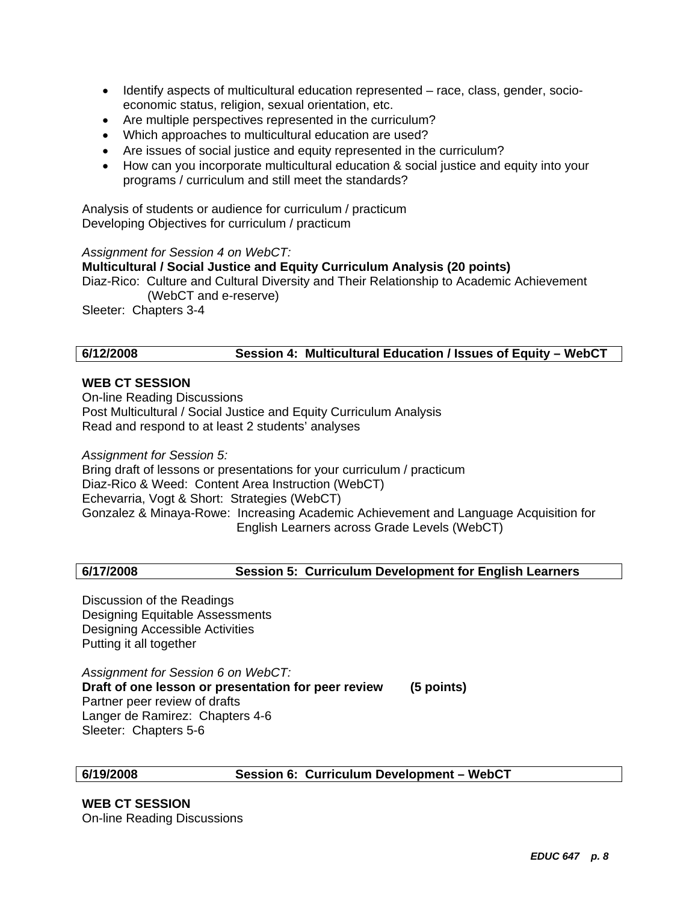- Identify aspects of multicultural education represented – race, class, gender, socio-economic status, religion, sexual orientation, etc.
- Are multiple perspectives represented in the curriculum?
- Which approaches to multicultural education are used?
- Are issues of social justice and equity represented in the curriculum?
- How can you incorporate multicultural education & social justice and equity into your programs / curriculum and still meet the standards?

Analysis of students or audience for curriculum / practicum
Developing Objectives for curriculum / practicum

*Assignment for Session 4 on WebCT:*
**Multicultural / Social Justice and Equity Curriculum Analysis (20 points)**
Diaz-Rico: Culture and Cultural Diversity and Their Relationship to Academic Achievement (WebCT and e-reserve)
Sleeter: Chapters 3-4

| **6/12/2008** | **Session 4: Multicultural Education / Issues of Equity – WebCT** |
|---|---|

**WEB CT SESSION**
On-line Reading Discussions
Post Multicultural / Social Justice and Equity Curriculum Analysis
Read and respond to at least 2 students' analyses

*Assignment for Session 5:*
Bring draft of lessons or presentations for your curriculum / practicum
Diaz-Rico & Weed: Content Area Instruction (WebCT)
Echevarria, Vogt & Short: Strategies (WebCT)
Gonzalez & Minaya-Rowe: Increasing Academic Achievement and Language Acquisition for English Learners across Grade Levels (WebCT)

| **6/17/2008** | **Session 5: Curriculum Development for English Learners** |
|---|---|

Discussion of the Readings
Designing Equitable Assessments
Designing Accessible Activities
Putting it all together

*Assignment for Session 6 on WebCT:*
**Draft of one lesson or presentation for peer review (5 points)**
Partner peer review of drafts
Langer de Ramirez: Chapters 4-6
Sleeter: Chapters 5-6

| **6/19/2008** | **Session 6: Curriculum Development – WebCT** |
|---|---|

**WEB CT SESSION**
On-line Reading Discussions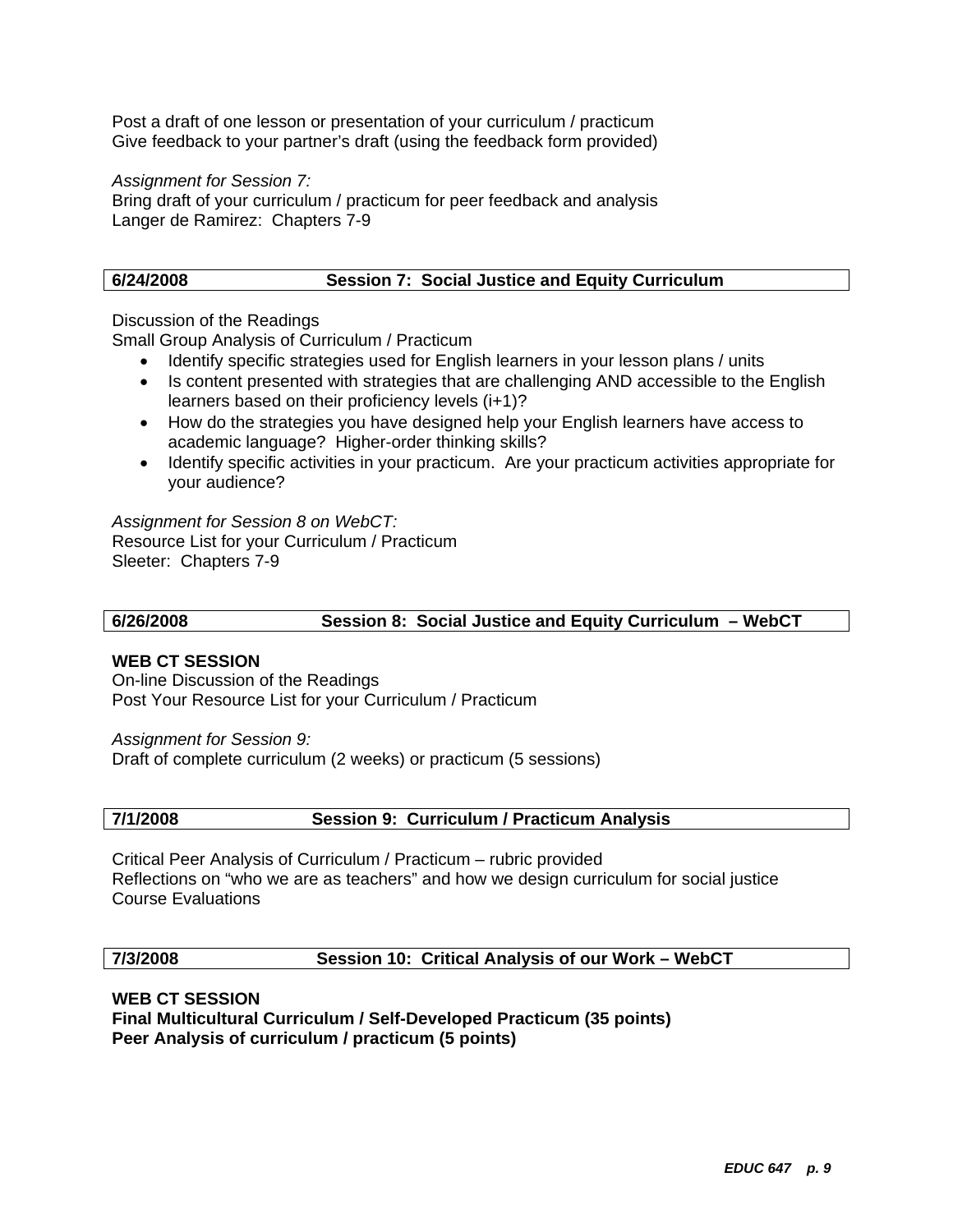Post a draft of one lesson or presentation of your curriculum / practicum
Give feedback to your partner's draft (using the feedback form provided)

*Assignment for Session 7:*
Bring draft of your curriculum / practicum for peer feedback and analysis
Langer de Ramirez: Chapters 7-9

| **6/24/2008** | **Session 7: Social Justice and Equity Curriculum** |
|---|---|

Discussion of the Readings
Small Group Analysis of Curriculum / Practicum

- Identify specific strategies used for English learners in your lesson plans / units
- Is content presented with strategies that are challenging AND accessible to the English learners based on their proficiency levels (i+1)?
- How do the strategies you have designed help your English learners have access to academic language? Higher-order thinking skills?
- Identify specific activities in your practicum. Are your practicum activities appropriate for your audience?

*Assignment for Session 8 on WebCT:*
Resource List for your Curriculum / Practicum
Sleeter: Chapters 7-9

| **6/26/2008** | **Session 8: Social Justice and Equity Curriculum – WebCT** |
|---|---|

**WEB CT SESSION**
On-line Discussion of the Readings
Post Your Resource List for your Curriculum / Practicum

*Assignment for Session 9:*
Draft of complete curriculum (2 weeks) or practicum (5 sessions)

| **7/1/2008** | **Session 9: Curriculum / Practicum Analysis** |
|---|---|

Critical Peer Analysis of Curriculum / Practicum – rubric provided
Reflections on "who we are as teachers" and how we design curriculum for social justice
Course Evaluations

| **7/3/2008** | **Session 10: Critical Analysis of our Work – WebCT** |
|---|---|

**WEB CT SESSION**
**Final Multicultural Curriculum / Self-Developed Practicum (35 points)**
**Peer Analysis of curriculum / practicum (5 points)**